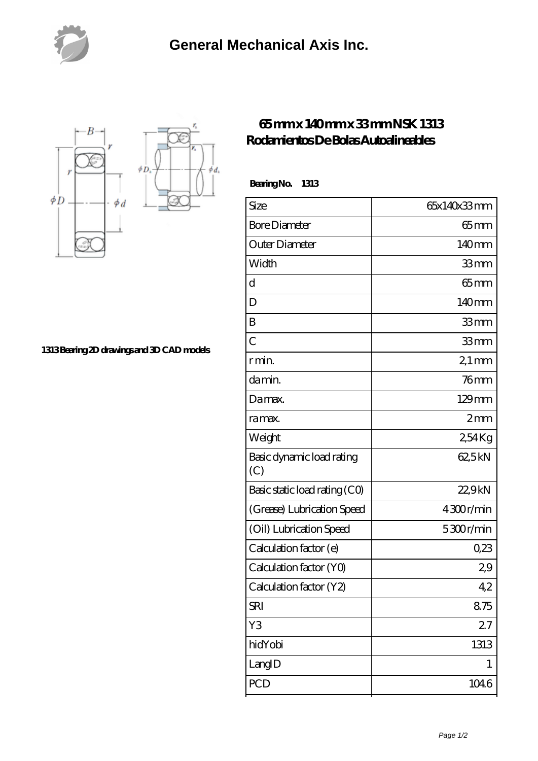# General Mechanical Axis Inc.

1313 Bearing 2D drawings and 3D CAD models

## 65 mm x 140 mm x 33 mm NSK 1313 Rodamientos De Bolas Autoalineables

**Bearing No. 1313**

| Size | 65x140x33 mm |
|---|---|
| Bore Diameter | 65 mm |
| Outer Diameter | 140 mm |
| Width | 33 mm |
| d | 65 mm |
| D | 140 mm |
| B | 33 mm |
| C | 33 mm |
| r min. | 2,1 mm |
| da min. | 76 mm |
| Da max. | 129 mm |
| ra max. | 2 mm |
| Weight | 2,54 Kg |
| Basic dynamic load rating (C) | 62,5 kN |
| Basic static load rating (C0) | 22,9 kN |
| (Grease) Lubrication Speed | 4 300 r/min |
| (Oil) Lubrication Speed | 5 300 r/min |
| Calculation factor (e) | 0,23 |
| Calculation factor (Y0) | 2,9 |
| Calculation factor (Y2) | 4,2 |
| SRI | 8.75 |
| Y3 | 2.7 |
| hidYobi | 1313 |
| LangID | 1 |
| PCD | 104.6 |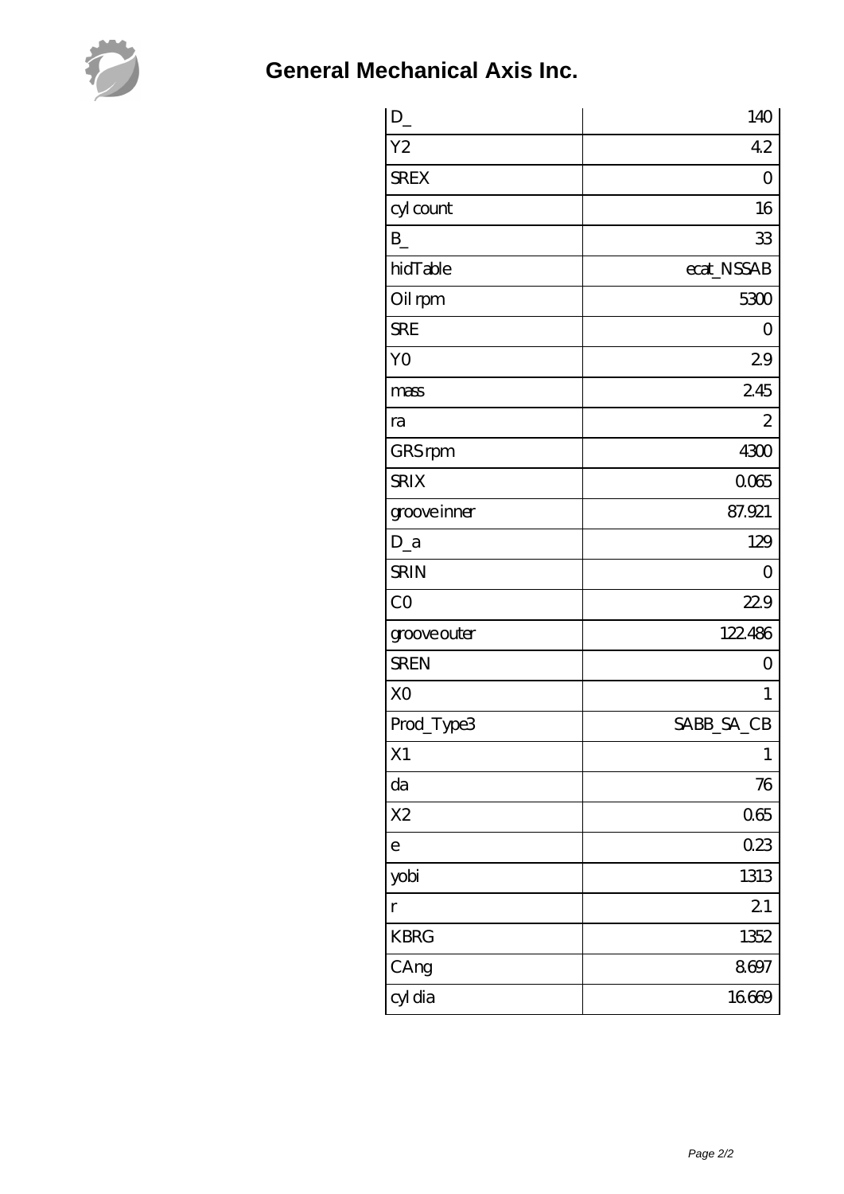## General Mechanical Axis Inc.

| | |
|---|---|
| D_ | 140 |
| Y2 | 4.2 |
| SREX | 0 |
| cyl count | 16 |
| B_ | 33 |
| hidTable | ecat_NSSAB |
| Oil rpm | 5300 |
| SRE | 0 |
| Y0 | 2.9 |
| mass | 2.45 |
| ra | 2 |
| GRS rpm | 4300 |
| SRIX | 0.065 |
| groove inner | 87.921 |
| D_a | 129 |
| SRIN | 0 |
| C0 | 22.9 |
| groove outer | 122.486 |
| SREN | 0 |
| X0 | 1 |
| Prod_Type3 | SABB_SA_CB |
| X1 | 1 |
| da | 76 |
| X2 | 0.65 |
| e | 0.23 |
| yobi | 1313 |
| r | 2.1 |
| KBRG | 1352 |
| CAng | 8.697 |
| cyl dia | 16.669 |